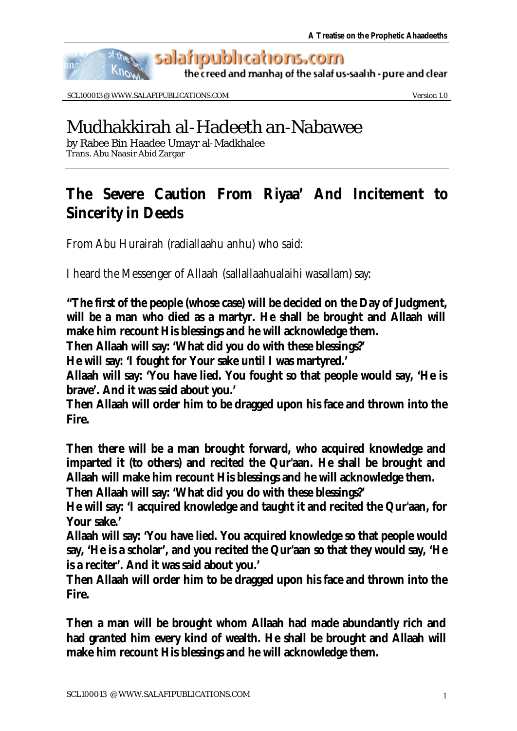# Mudhakkirah al-Hadeeth an-Nabawee

by Rabee Bin Haadee Umayr al-Madkhalee
Trans. Abu Naasir Abid Zargar

## The Severe Caution From Riyaa' And Incitement to Sincerity in Deeds

From Abu Hurairah (radiallaahu anhu) who said:

I heard the Messenger of Allaah (sallallaahualaihi wasallam) say:

**"The first of the people (whose case) will be decided on the Day of Judgment, will be a man who died as a martyr. He shall be brought and Allaah will make him recount His blessings and he will acknowledge them.**
**Then Allaah will say: 'What did you do with these blessings?'**
**He will say: 'I fought for Your sake until I was martyred.'**
**Allaah will say: 'You have lied. You fought so that people would say, 'He is brave'. And it was said about you.'**
**Then Allaah will order him to be dragged upon his face and thrown into the Fire.**

**Then there will be a man brought forward, who acquired knowledge and imparted it (to others) and recited the Qur'aan. He shall be brought and Allaah will make him recount His blessings and he will acknowledge them.**
**Then Allaah will say: 'What did you do with these blessings?'**
**He will say: 'I acquired knowledge and taught it and recited the Qur'aan, for Your sake.'**
**Allaah will say: 'You have lied. You acquired knowledge so that people would say, 'He is a scholar', and you recited the Qur'aan so that they would say, 'He is a reciter'. And it was said about you.'**
**Then Allaah will order him to be dragged upon his face and thrown into the Fire.**

**Then a man will be brought whom Allaah had made abundantly rich and had granted him every kind of wealth. He shall be brought and Allaah will make him recount His blessings and he will acknowledge them.**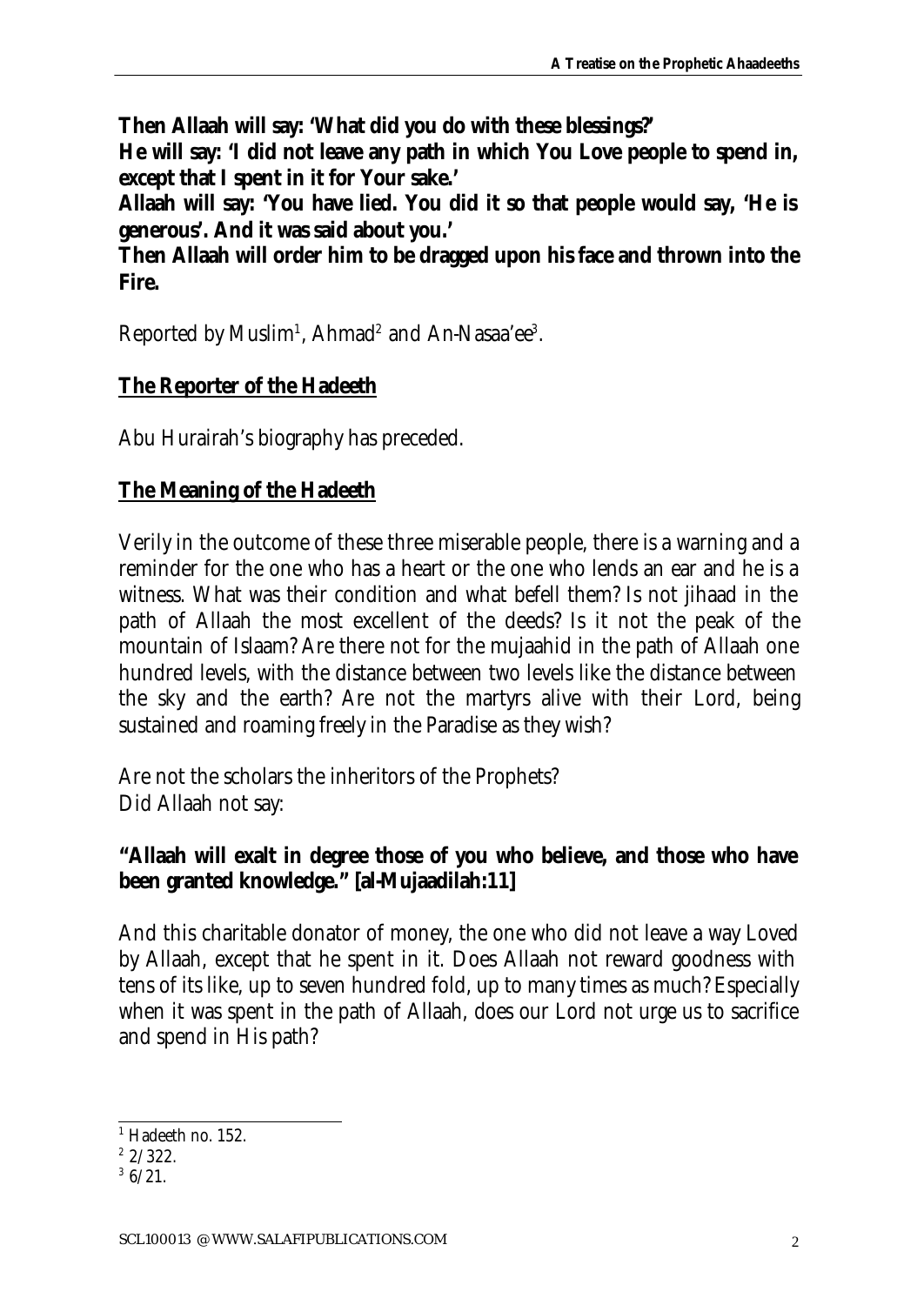**Then Allaah will say: 'What did you do with these blessings?'**
**He will say: 'I did not leave any path in which You Love people to spend in, except that I spent in it for Your sake.'**
**Allaah will say: 'You have lied. You did it so that people would say, 'He is generous'. And it was said about you.'**
**Then Allaah will order him to be dragged upon his face and thrown into the Fire.**

Reported by Muslim[1], Ahmad[2] and An-Nasaa'ee[3].

## The Reporter of the Hadeeth

Abu Hurairah's biography has preceded.

## The Meaning of the Hadeeth

Verily in the outcome of these three miserable people, there is a warning and a reminder for the one who has a heart or the one who lends an ear and he is a witness. What was their condition and what befell them? Is not jihaad in the path of Allaah the most excellent of the deeds? Is it not the peak of the mountain of Islaam? Are there not for the mujaahid in the path of Allaah one hundred levels, with the distance between two levels like the distance between the sky and the earth? Are not the martyrs alive with their Lord, being sustained and roaming freely in the Paradise as they wish?

Are not the scholars the inheritors of the Prophets?
Did Allaah not say:

**"Allaah will exalt in degree those of you who believe, and those who have been granted knowledge." [al-Mujaadilah:11]**

And this charitable donator of money, the one who did not leave a way Loved by Allaah, except that he spent in it. Does Allaah not reward goodness with tens of its like, up to seven hundred fold, up to many times as much? Especially when it was spent in the path of Allaah, does our Lord not urge us to sacrifice and spend in His path?

---

[1] Hadeeth no. 152.
[2] 2/322.
[3] 6/21.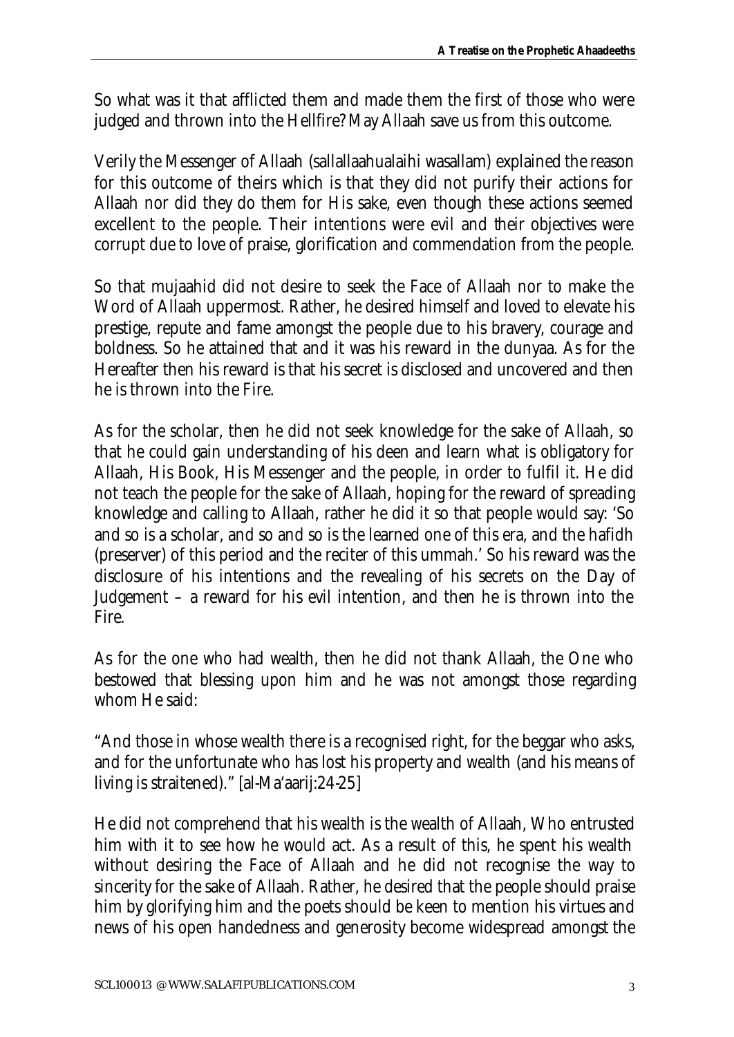So what was it that afflicted them and made them the first of those who were judged and thrown into the Hellfire? May Allaah save us from this outcome.

Verily the Messenger of Allaah (sallallaahualaihi wasallam) explained the reason for this outcome of theirs which is that they did not purify their actions for Allaah nor did they do them for His sake, even though these actions seemed excellent to the people. Their intentions were evil and their objectives were corrupt due to love of praise, glorification and commendation from the people.

So that mujaahid did not desire to seek the Face of Allaah nor to make the Word of Allaah uppermost. Rather, he desired himself and loved to elevate his prestige, repute and fame amongst the people due to his bravery, courage and boldness. So he attained that and it was his reward in the dunyaa. As for the Hereafter then his reward is that his secret is disclosed and uncovered and then he is thrown into the Fire.

As for the scholar, then he did not seek knowledge for the sake of Allaah, so that he could gain understanding of his deen and learn what is obligatory for Allaah, His Book, His Messenger and the people, in order to fulfil it. He did not teach the people for the sake of Allaah, hoping for the reward of spreading knowledge and calling to Allaah, rather he did it so that people would say: 'So and so is a scholar, and so and so is the learned one of this era, and the hafidh (preserver) of this period and the reciter of this ummah.' So his reward was the disclosure of his intentions and the revealing of his secrets on the Day of Judgement – a reward for his evil intention, and then he is thrown into the Fire.

As for the one who had wealth, then he did not thank Allaah, the One who bestowed that blessing upon him and he was not amongst those regarding whom He said:

"And those in whose wealth there is a recognised right, for the beggar who asks, and for the unfortunate who has lost his property and wealth (and his means of living is straitened)." [al-Ma'aarij:24-25]

He did not comprehend that his wealth is the wealth of Allaah, Who entrusted him with it to see how he would act. As a result of this, he spent his wealth without desiring the Face of Allaah and he did not recognise the way to sincerity for the sake of Allaah. Rather, he desired that the people should praise him by glorifying him and the poets should be keen to mention his virtues and news of his open handedness and generosity become widespread amongst the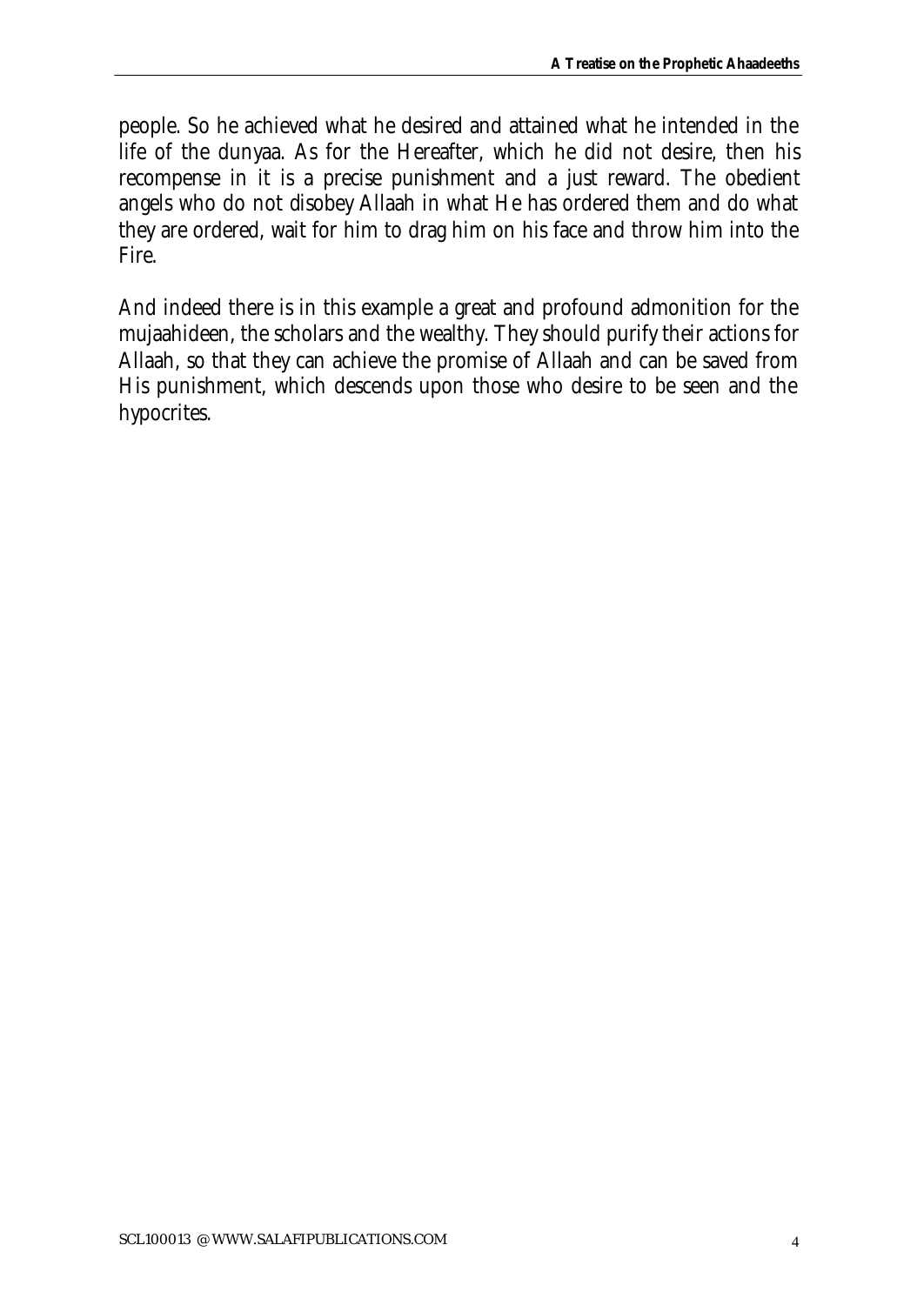people. So he achieved what he desired and attained what he intended in the life of the dunyaa. As for the Hereafter, which he did not desire, then his recompense in it is a precise punishment and a just reward. The obedient angels who do not disobey Allaah in what He has ordered them and do what they are ordered, wait for him to drag him on his face and throw him into the Fire.

And indeed there is in this example a great and profound admonition for the mujaahideen, the scholars and the wealthy. They should purify their actions for Allaah, so that they can achieve the promise of Allaah and can be saved from His punishment, which descends upon those who desire to be seen and the hypocrites.